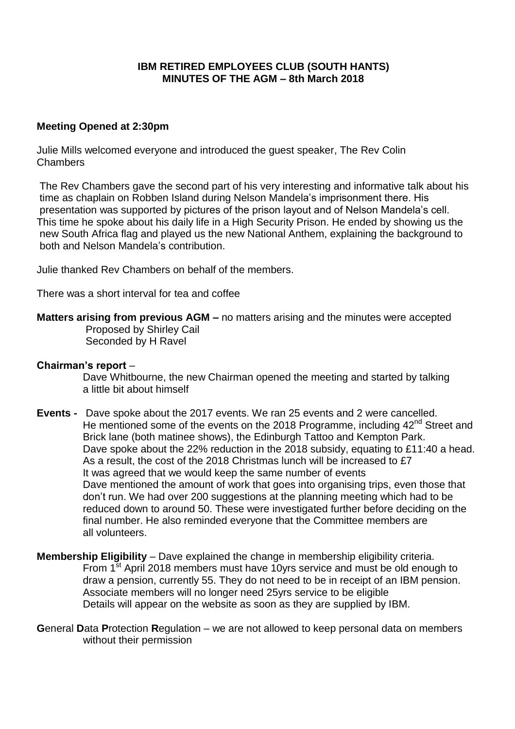**IBM RETIRED EMPLOYEES CLUB (SOUTH HANTS)**
**MINUTES OF THE AGM – 8th March 2018**

**Meeting Opened at 2:30pm**

Julie Mills welcomed everyone and introduced the guest speaker, The Rev Colin Chambers

The Rev Chambers gave the second part of his very interesting and informative talk about his time as chaplain on Robben Island during Nelson Mandela's imprisonment there. His presentation was supported by pictures of the prison layout and of Nelson Mandela's cell. This time he spoke about his daily life in a High Security Prison. He ended by showing us the new South Africa flag and played us the new National Anthem, explaining the background to both and Nelson Mandela's contribution.

Julie thanked Rev Chambers on behalf of the members.

There was a short interval for tea and coffee

**Matters arising from previous AGM –** no matters arising and the minutes were accepted
Proposed by Shirley Cail
Seconded by H Ravel

**Chairman's report** –
Dave Whitbourne, the new Chairman opened the meeting and started by talking a little bit about himself

**Events -** Dave spoke about the 2017 events. We ran 25 events and 2 were cancelled. He mentioned some of the events on the 2018 Programme, including 42nd Street and Brick lane (both matinee shows), the Edinburgh Tattoo and Kempton Park.
Dave spoke about the 22% reduction in the 2018 subsidy, equating to £11:40 a head. As a result, the cost of the 2018 Christmas lunch will be increased to £7
It was agreed that we would keep the same number of events
Dave mentioned the amount of work that goes into organising trips, even those that don't run. We had over 200 suggestions at the planning meeting which had to be reduced down to around 50. These were investigated further before deciding on the final number. He also reminded everyone that the Committee members are all volunteers.

**Membership Eligibility** – Dave explained the change in membership eligibility criteria.
From 1st April 2018 members must have 10yrs service and must be old enough to draw a pension, currently 55. They do not need to be in receipt of an IBM pension.
Associate members will no longer need 25yrs service to be eligible
Details will appear on the website as soon as they are supplied by IBM.

**G**eneral **D**ata **P**rotection **R**egulation – we are not allowed to keep personal data on members without their permission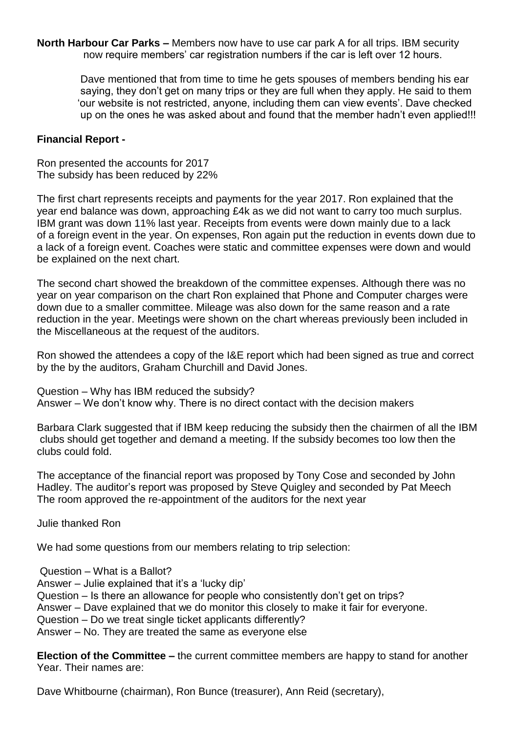**North Harbour Car Parks –** Members now have to use car park A for all trips. IBM security now require members' car registration numbers if the car is left over 12 hours.

Dave mentioned that from time to time he gets spouses of members bending his ear saying, they don't get on many trips or they are full when they apply. He said to them 'our website is not restricted, anyone, including them can view events'. Dave checked up on the ones he was asked about and found that the member hadn't even applied!!!

**Financial Report -**

Ron presented the accounts for 2017
The subsidy has been reduced by 22%

The first chart represents receipts and payments for the year 2017. Ron explained that the year end balance was down, approaching £4k as we did not want to carry too much surplus. IBM grant was down 11% last year. Receipts from events were down mainly due to a lack of a foreign event in the year. On expenses, Ron again put the reduction in events down due to a lack of a foreign event. Coaches were static and committee expenses were down and would be explained on the next chart.

The second chart showed the breakdown of the committee expenses. Although there was no year on year comparison on the chart Ron explained that Phone and Computer charges were down due to a smaller committee. Mileage was also down for the same reason and a rate reduction in the year. Meetings were shown on the chart whereas previously been included in the Miscellaneous at the request of the auditors.

Ron showed the attendees a copy of the I&E report which had been signed as true and correct by the by the auditors, Graham Churchill and David Jones.

Question – Why has IBM reduced the subsidy?
Answer – We don't know why. There is no direct contact with the decision makers

Barbara Clark suggested that if IBM keep reducing the subsidy then the chairmen of all the IBM clubs should get together and demand a meeting. If the subsidy becomes too low then the clubs could fold.

The acceptance of the financial report was proposed by Tony Cose and seconded by John Hadley. The auditor's report was proposed by Steve Quigley and seconded by Pat Meech
The room approved the re-appointment of the auditors for the next year

Julie thanked Ron

We had some questions from our members relating to trip selection:

Question – What is a Ballot?
Answer – Julie explained that it's a 'lucky dip'
Question – Is there an allowance for people who consistently don't get on trips?
Answer – Dave explained that we do monitor this closely to make it fair for everyone.
Question – Do we treat single ticket applicants differently?
Answer – No. They are treated the same as everyone else

**Election of the Committee –** the current committee members are happy to stand for another Year. Their names are:

Dave Whitbourne (chairman), Ron Bunce (treasurer), Ann Reid (secretary),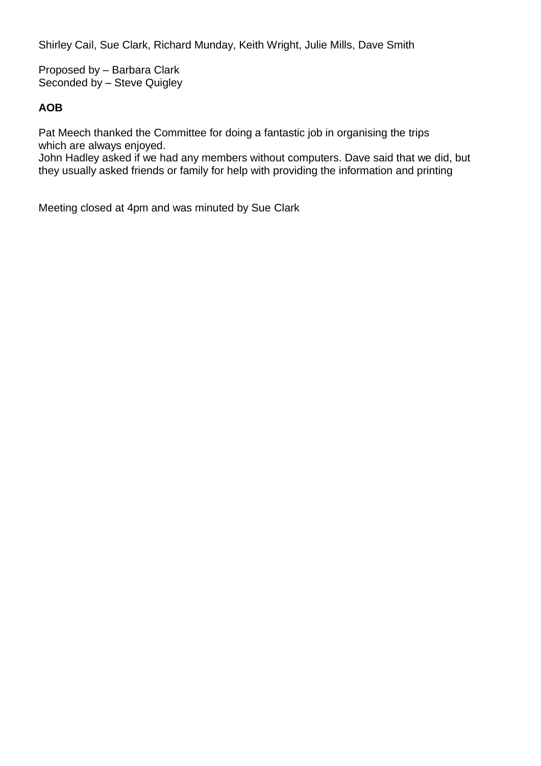Shirley Cail, Sue Clark, Richard Munday, Keith Wright, Julie Mills, Dave Smith

Proposed by – Barbara Clark
Seconded by – Steve Quigley

**AOB**

Pat Meech thanked the Committee for doing a fantastic job in organising the trips which are always enjoyed.
John Hadley asked if we had any members without computers. Dave said that we did, but they usually asked friends or family for help with providing the information and printing

Meeting closed at 4pm and was minuted by Sue Clark